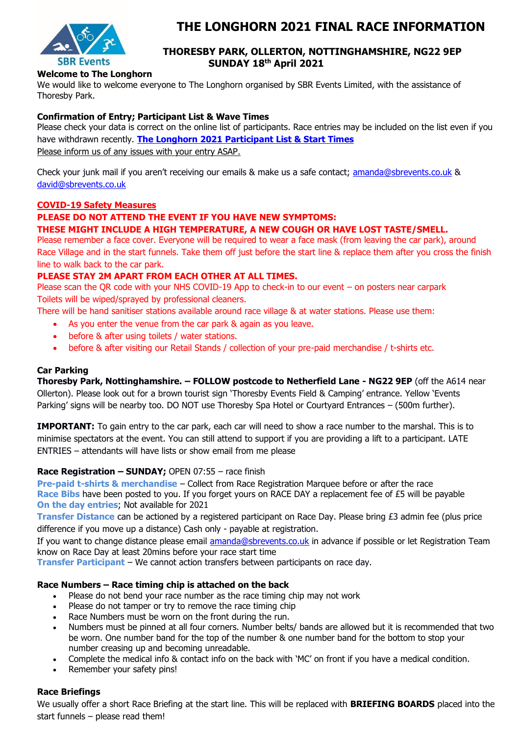# THE LONGHORN 2021 FINAL RACE INFORMATION

SBR Events

**THORESBY PARK, OLLERTON, NOTTINGHAMSHIRE, NG22 9EP**
**SUNDAY 18th April 2021**

**Welcome to The Longhorn**

We would like to welcome everyone to The Longhorn organised by SBR Events Limited, with the assistance of Thoresby Park.

**Confirmation of Entry; Participant List & Wave Times**

Please check your data is correct on the online list of participants. Race entries may be included on the list even if you have withdrawn recently. **The Longhorn 2021 Participant List & Start Times**

Please inform us of any issues with your entry ASAP.

Check your junk mail if you aren't receiving our emails & make us a safe contact; amanda@sbrevents.co.uk & david@sbrevents.co.uk

**COVID-19 Safety Measures**

**PLEASE DO NOT ATTEND THE EVENT IF YOU HAVE NEW SYMPTOMS:**
**THESE MIGHT INCLUDE A HIGH TEMPERATURE, A NEW COUGH OR HAVE LOST TASTE/SMELL.**

Please remember a face cover. Everyone will be required to wear a face mask (from leaving the car park), around Race Village and in the start funnels. Take them off just before the start line & replace them after you cross the finish line to walk back to the car park.

**PLEASE STAY 2M APART FROM EACH OTHER AT ALL TIMES.**

Please scan the QR code with your NHS COVID-19 App to check-in to our event – on posters near carpark
Toilets will be wiped/sprayed by professional cleaners.
There will be hand sanitiser stations available around race village & at water stations. Please use them:

- As you enter the venue from the car park & again as you leave.
- before & after using toilets / water stations.
- before & after visiting our Retail Stands / collection of your pre-paid merchandise / t-shirts etc.

**Car Parking**

**Thoresby Park, Nottinghamshire. – FOLLOW postcode to Netherfield Lane - NG22 9EP** (off the A614 near Ollerton). Please look out for a brown tourist sign 'Thoresby Events Field & Camping' entrance. Yellow 'Events Parking' signs will be nearby too. DO NOT use Thoresby Spa Hotel or Courtyard Entrances – (500m further).

**IMPORTANT:** To gain entry to the car park, each car will need to show a race number to the marshal. This is to minimise spectators at the event. You can still attend to support if you are providing a lift to a participant. LATE ENTRIES – attendants will have lists or show email from me please

**Race Registration – SUNDAY;** OPEN 07:55 – race finish

**Pre-paid t-shirts & merchandise** – Collect from Race Registration Marquee before or after the race
**Race Bibs** have been posted to you. If you forget yours on RACE DAY a replacement fee of £5 will be payable
**On the day entries**; Not available for 2021
**Transfer Distance** can be actioned by a registered participant on Race Day. Please bring £3 admin fee (plus price difference if you move up a distance) Cash only - payable at registration.
If you want to change distance please email amanda@sbrevents.co.uk in advance if possible or let Registration Team know on Race Day at least 20mins before your race start time
**Transfer Participant** – We cannot action transfers between participants on race day.

**Race Numbers – Race timing chip is attached on the back**

- Please do not bend your race number as the race timing chip may not work
- Please do not tamper or try to remove the race timing chip
- Race Numbers must be worn on the front during the run.
- Numbers must be pinned at all four corners. Number belts/ bands are allowed but it is recommended that two be worn. One number band for the top of the number & one number band for the bottom to stop your number creasing up and becoming unreadable.
- Complete the medical info & contact info on the back with 'MC' on front if you have a medical condition.
- Remember your safety pins!

**Race Briefings**

We usually offer a short Race Briefing at the start line. This will be replaced with **BRIEFING BOARDS** placed into the start funnels – please read them!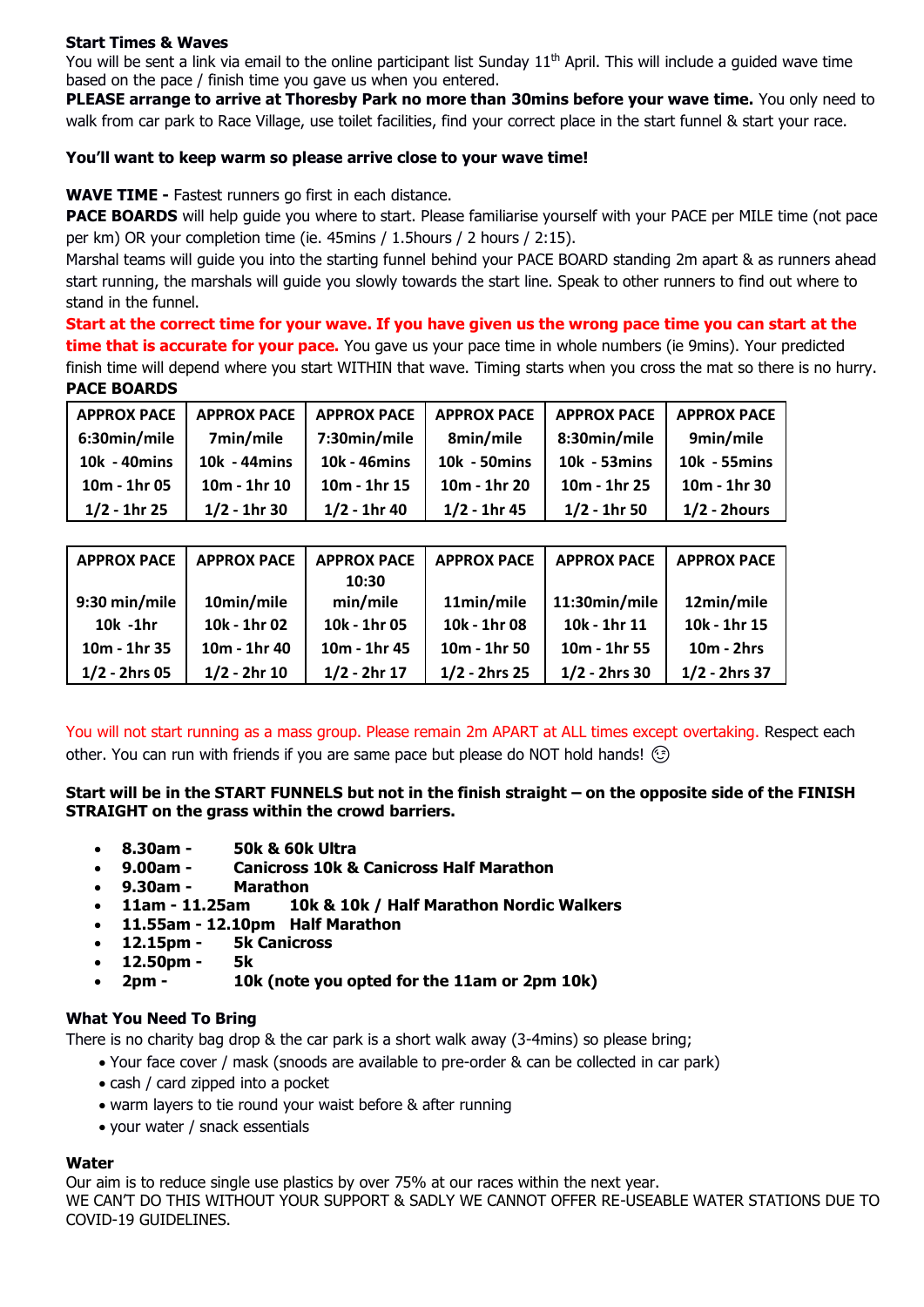**Start Times & Waves**

You will be sent a link via email to the online participant list Sunday 11th April. This will include a guided wave time based on the pace / finish time you gave us when you entered.

**PLEASE arrange to arrive at Thoresby Park no more than 30mins before your wave time.** You only need to walk from car park to Race Village, use toilet facilities, find your correct place in the start funnel & start your race.

**You'll want to keep warm so please arrive close to your wave time!**

**WAVE TIME -** Fastest runners go first in each distance.

**PACE BOARDS** will help guide you where to start. Please familiarise yourself with your PACE per MILE time (not pace per km) OR your completion time (ie. 45mins / 1.5hours / 2 hours / 2:15).

Marshal teams will guide you into the starting funnel behind your PACE BOARD standing 2m apart & as runners ahead start running, the marshals will guide you slowly towards the start line. Speak to other runners to find out where to stand in the funnel.

**Start at the correct time for your wave. If you have given us the wrong pace time you can start at the time that is accurate for your pace.** You gave us your pace time in whole numbers (ie 9mins). Your predicted finish time will depend where you start WITHIN that wave. Timing starts when you cross the mat so there is no hurry.

**PACE BOARDS**

| APPROX PACE | APPROX PACE | APPROX PACE | APPROX PACE | APPROX PACE | APPROX PACE |
|---|---|---|---|---|---|
| 6:30min/mile | 7min/mile | 7:30min/mile | 8min/mile | 8:30min/mile | 9min/mile |
| 10k - 40mins | 10k - 44mins | 10k - 46mins | 10k - 50mins | 10k - 53mins | 10k - 55mins |
| 10m - 1hr 05 | 10m - 1hr 10 | 10m - 1hr 15 | 10m - 1hr 20 | 10m - 1hr 25 | 10m - 1hr 30 |
| 1/2 - 1hr 25 | 1/2 - 1hr 30 | 1/2 - 1hr 40 | 1/2 - 1hr 45 | 1/2 - 1hr 50 | 1/2 - 2hours |

| APPROX PACE | APPROX PACE | APPROX PACE | APPROX PACE | APPROX PACE | APPROX PACE |
|---|---|---|---|---|---|
| 9:30 min/mile | 10min/mile | 10:30 min/mile | 11min/mile | 11:30min/mile | 12min/mile |
| 10k -1hr | 10k - 1hr 02 | 10k - 1hr 05 | 10k - 1hr 08 | 10k - 1hr 11 | 10k - 1hr 15 |
| 10m - 1hr 35 | 10m - 1hr 40 | 10m - 1hr 45 | 10m - 1hr 50 | 10m - 1hr 55 | 10m - 2hrs |
| 1/2 - 2hrs 05 | 1/2 - 2hr 10 | 1/2 - 2hr 17 | 1/2 - 2hrs 25 | 1/2 - 2hrs 30 | 1/2 - 2hrs 37 |

You will not start running as a mass group. Please remain 2m APART at ALL times except overtaking. Respect each other. You can run with friends if you are same pace but please do NOT hold hands! 😉

**Start will be in the START FUNNELS but not in the finish straight – on the opposite side of the FINISH STRAIGHT on the grass within the crowd barriers.**

- **8.30am - 50k & 60k Ultra**
- **9.00am - Canicross 10k & Canicross Half Marathon**
- **9.30am - Marathon**
- **11am - 11.25am 10k & 10k / Half Marathon Nordic Walkers**
- **11.55am - 12.10pm Half Marathon**
- **12.15pm - 5k Canicross**
- **12.50pm - 5k**
- **2pm - 10k (note you opted for the 11am or 2pm 10k)**

**What You Need To Bring**

There is no charity bag drop & the car park is a short walk away (3-4mins) so please bring;

- Your face cover / mask (snoods are available to pre-order & can be collected in car park)
- cash / card zipped into a pocket
- warm layers to tie round your waist before & after running
- your water / snack essentials

**Water**

Our aim is to reduce single use plastics by over 75% at our races within the next year.
WE CAN'T DO THIS WITHOUT YOUR SUPPORT & SADLY WE CANNOT OFFER RE-USEABLE WATER STATIONS DUE TO COVID-19 GUIDELINES.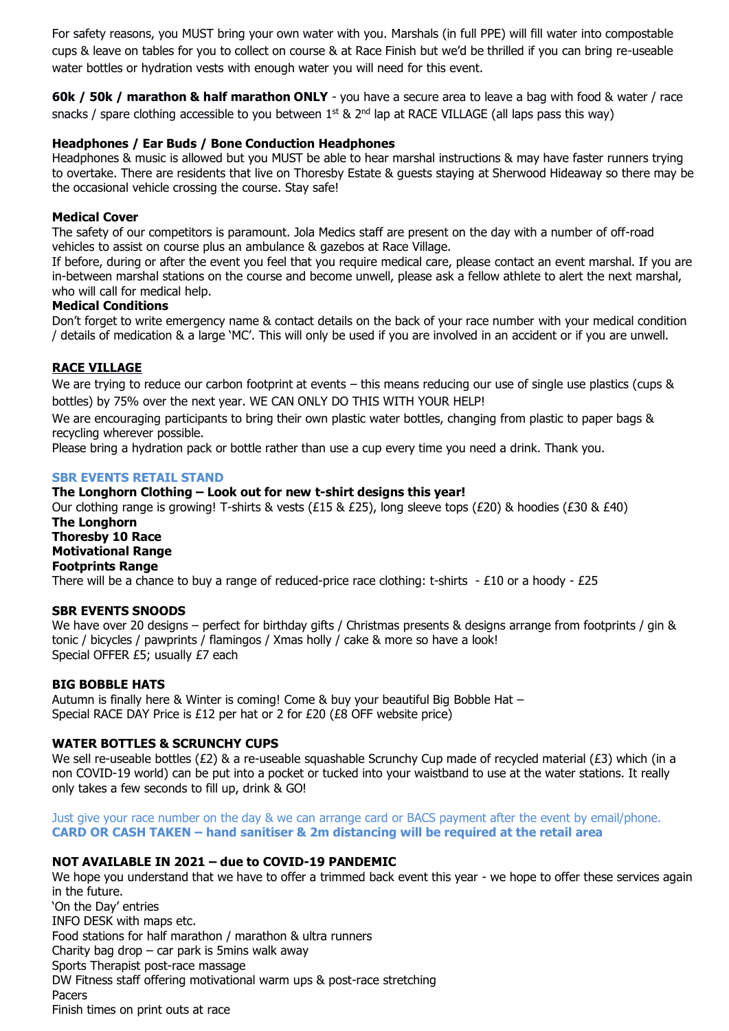For safety reasons, you MUST bring your own water with you. Marshals (in full PPE) will fill water into compostable cups & leave on tables for you to collect on course & at Race Finish but we'd be thrilled if you can bring re-useable water bottles or hydration vests with enough water you will need for this event.

**60k / 50k / marathon & half marathon ONLY** - you have a secure area to leave a bag with food & water / race snacks / spare clothing accessible to you between 1st & 2nd lap at RACE VILLAGE (all laps pass this way)

**Headphones / Ear Buds / Bone Conduction Headphones**

Headphones & music is allowed but you MUST be able to hear marshal instructions & may have faster runners trying to overtake. There are residents that live on Thoresby Estate & guests staying at Sherwood Hideaway so there may be the occasional vehicle crossing the course. Stay safe!

**Medical Cover**

The safety of our competitors is paramount. Jola Medics staff are present on the day with a number of off-road vehicles to assist on course plus an ambulance & gazebos at Race Village.

If before, during or after the event you feel that you require medical care, please contact an event marshal. If you are in-between marshal stations on the course and become unwell, please ask a fellow athlete to alert the next marshal, who will call for medical help.

**Medical Conditions**

Don't forget to write emergency name & contact details on the back of your race number with your medical condition / details of medication & a large 'MC'. This will only be used if you are involved in an accident or if you are unwell.

**RACE VILLAGE**

We are trying to reduce our carbon footprint at events – this means reducing our use of single use plastics (cups & bottles) by 75% over the next year. WE CAN ONLY DO THIS WITH YOUR HELP!

We are encouraging participants to bring their own plastic water bottles, changing from plastic to paper bags & recycling wherever possible.

Please bring a hydration pack or bottle rather than use a cup every time you need a drink. Thank you.

**SBR EVENTS RETAIL STAND**

**The Longhorn Clothing – Look out for new t-shirt designs this year!**

Our clothing range is growing! T-shirts & vests (£15 & £25), long sleeve tops (£20) & hoodies (£30 & £40)

**The Longhorn**
**Thoresby 10 Race**
**Motivational Range**
**Footprints Range**

There will be a chance to buy a range of reduced-price race clothing: t-shirts - £10 or a hoody - £25

**SBR EVENTS SNOODS**

We have over 20 designs – perfect for birthday gifts / Christmas presents & designs arrange from footprints / gin & tonic / bicycles / pawprints / flamingos / Xmas holly / cake & more so have a look!

Special OFFER £5; usually £7 each

**BIG BOBBLE HATS**

Autumn is finally here & Winter is coming! Come & buy your beautiful Big Bobble Hat –
Special RACE DAY Price is £12 per hat or 2 for £20 (£8 OFF website price)

**WATER BOTTLES & SCRUNCHY CUPS**

We sell re-useable bottles (£2) & a re-useable squashable Scrunchy Cup made of recycled material (£3) which (in a non COVID-19 world) can be put into a pocket or tucked into your waistband to use at the water stations. It really only takes a few seconds to fill up, drink & GO!

Just give your race number on the day & we can arrange card or BACS payment after the event by email/phone.
**CARD OR CASH TAKEN – hand sanitiser & 2m distancing will be required at the retail area**

**NOT AVAILABLE IN 2021 – due to COVID-19 PANDEMIC**

We hope you understand that we have to offer a trimmed back event this year - we hope to offer these services again in the future.

'On the Day' entries
INFO DESK with maps etc.
Food stations for half marathon / marathon & ultra runners
Charity bag drop – car park is 5mins walk away
Sports Therapist post-race massage
DW Fitness staff offering motivational warm ups & post-race stretching
Pacers
Finish times on print outs at race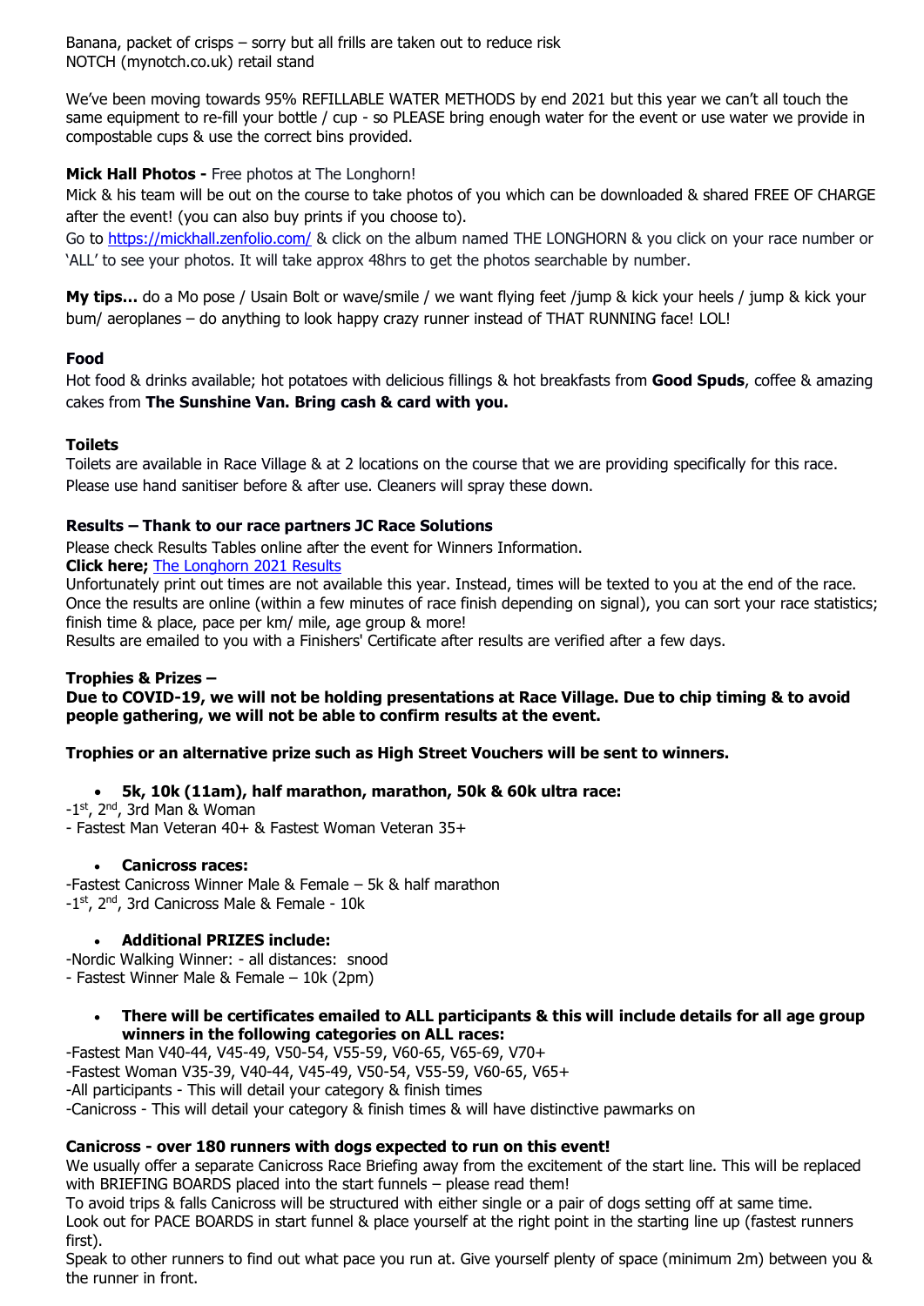Banana, packet of crisps – sorry but all frills are taken out to reduce risk
NOTCH (mynotch.co.uk) retail stand

We've been moving towards 95% REFILLABLE WATER METHODS by end 2021 but this year we can't all touch the same equipment to re-fill your bottle / cup - so PLEASE bring enough water for the event or use water we provide in compostable cups & use the correct bins provided.

**Mick Hall Photos -** Free photos at The Longhorn!
Mick & his team will be out on the course to take photos of you which can be downloaded & shared FREE OF CHARGE after the event! (you can also buy prints if you choose to).
Go to [https://mickhall.zenfolio.com/](https://mickhall.zenfolio.com/) & click on the album named THE LONGHORN & you click on your race number or 'ALL' to see your photos. It will take approx 48hrs to get the photos searchable by number.

**My tips…** do a Mo pose / Usain Bolt or wave/smile / we want flying feet /jump & kick your heels / jump & kick your bum/ aeroplanes – do anything to look happy crazy runner instead of THAT RUNNING face! LOL!

**Food**
Hot food & drinks available; hot potatoes with delicious fillings & hot breakfasts from **Good Spuds**, coffee & amazing cakes from **The Sunshine Van. Bring cash & card with you.**

**Toilets**
Toilets are available in Race Village & at 2 locations on the course that we are providing specifically for this race. Please use hand sanitiser before & after use. Cleaners will spray these down.

**Results – Thank to our race partners JC Race Solutions**
Please check Results Tables online after the event for Winners Information.
**Click here;** The Longhorn 2021 Results
Unfortunately print out times are not available this year. Instead, times will be texted to you at the end of the race. Once the results are online (within a few minutes of race finish depending on signal), you can sort your race statistics; finish time & place, pace per km/ mile, age group & more!
Results are emailed to you with a Finishers' Certificate after results are verified after a few days.

**Trophies & Prizes –**
**Due to COVID-19, we will not be holding presentations at Race Village. Due to chip timing & to avoid people gathering, we will not be able to confirm results at the event.**

**Trophies or an alternative prize such as High Street Vouchers will be sent to winners.**

- **5k, 10k (11am), half marathon, marathon, 50k & 60k ultra race:**

-1st, 2nd, 3rd Man & Woman
- Fastest Man Veteran 40+ & Fastest Woman Veteran 35+

- **Canicross races:**

-Fastest Canicross Winner Male & Female – 5k & half marathon
-1st, 2nd, 3rd Canicross Male & Female - 10k

- **Additional PRIZES include:**

-Nordic Walking Winner: - all distances: snood
- Fastest Winner Male & Female – 10k (2pm)

- **There will be certificates emailed to ALL participants & this will include details for all age group winners in the following categories on ALL races:**

-Fastest Man V40-44, V45-49, V50-54, V55-59, V60-65, V65-69, V70+
-Fastest Woman V35-39, V40-44, V45-49, V50-54, V55-59, V60-65, V65+
-All participants - This will detail your category & finish times
-Canicross - This will detail your category & finish times & will have distinctive pawmarks on

**Canicross - over 180 runners with dogs expected to run on this event!**
We usually offer a separate Canicross Race Briefing away from the excitement of the start line. This will be replaced with BRIEFING BOARDS placed into the start funnels – please read them!
To avoid trips & falls Canicross will be structured with either single or a pair of dogs setting off at same time.
Look out for PACE BOARDS in start funnel & place yourself at the right point in the starting line up (fastest runners first).
Speak to other runners to find out what pace you run at. Give yourself plenty of space (minimum 2m) between you & the runner in front.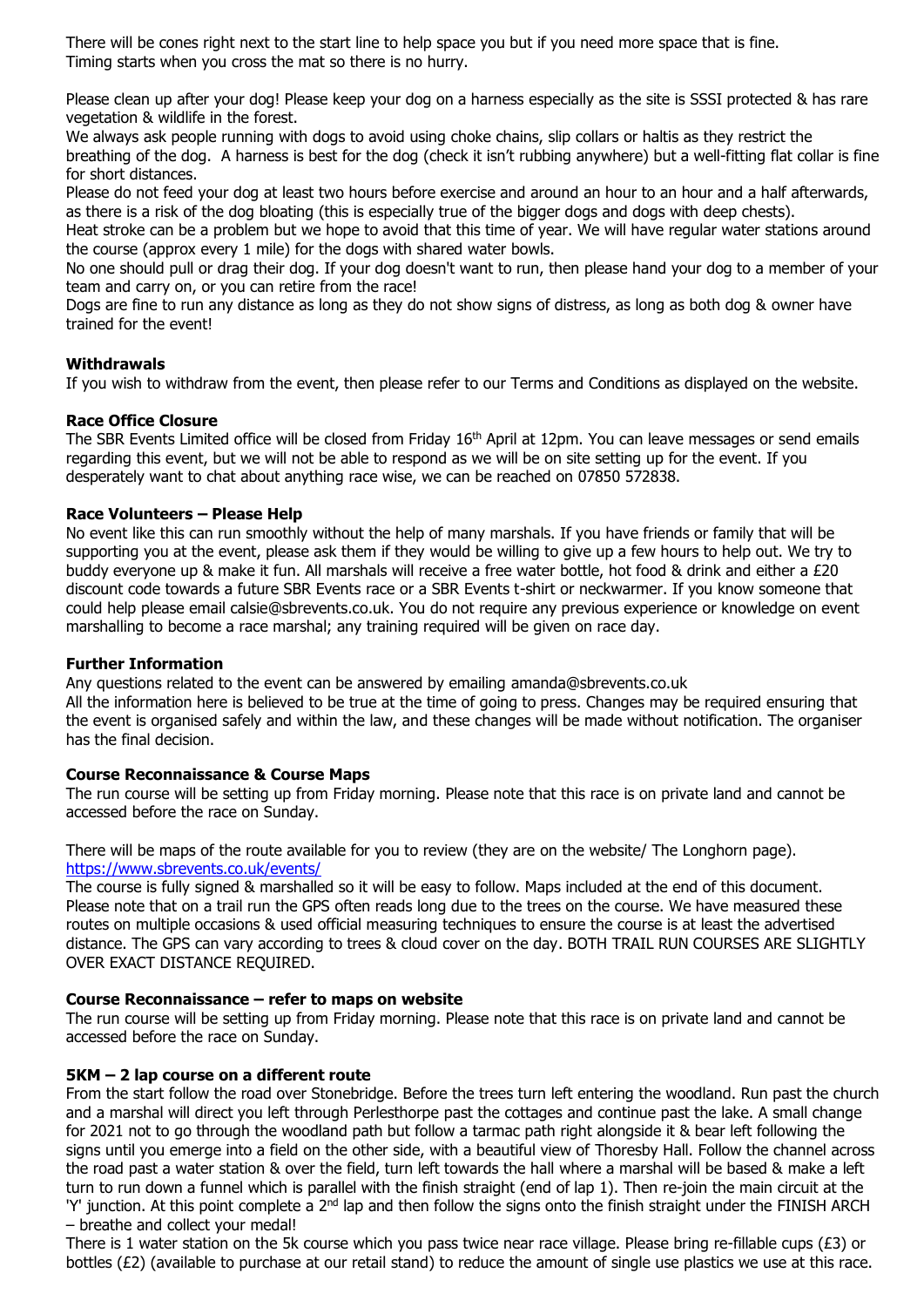There will be cones right next to the start line to help space you but if you need more space that is fine. Timing starts when you cross the mat so there is no hurry.

Please clean up after your dog! Please keep your dog on a harness especially as the site is SSSI protected & has rare vegetation & wildlife in the forest.
We always ask people running with dogs to avoid using choke chains, slip collars or haltis as they restrict the breathing of the dog. A harness is best for the dog (check it isn't rubbing anywhere) but a well-fitting flat collar is fine for short distances.
Please do not feed your dog at least two hours before exercise and around an hour to an hour and a half afterwards, as there is a risk of the dog bloating (this is especially true of the bigger dogs and dogs with deep chests).
Heat stroke can be a problem but we hope to avoid that this time of year. We will have regular water stations around the course (approx every 1 mile) for the dogs with shared water bowls.
No one should pull or drag their dog. If your dog doesn't want to run, then please hand your dog to a member of your team and carry on, or you can retire from the race!
Dogs are fine to run any distance as long as they do not show signs of distress, as long as both dog & owner have trained for the event!

**Withdrawals**
If you wish to withdraw from the event, then please refer to our Terms and Conditions as displayed on the website.

**Race Office Closure**
The SBR Events Limited office will be closed from Friday 16th April at 12pm. You can leave messages or send emails regarding this event, but we will not be able to respond as we will be on site setting up for the event. If you desperately want to chat about anything race wise, we can be reached on 07850 572838.

**Race Volunteers – Please Help**
No event like this can run smoothly without the help of many marshals. If you have friends or family that will be supporting you at the event, please ask them if they would be willing to give up a few hours to help out. We try to buddy everyone up & make it fun. All marshals will receive a free water bottle, hot food & drink and either a £20 discount code towards a future SBR Events race or a SBR Events t-shirt or neckwarmer. If you know someone that could help please email calsie@sbrevents.co.uk. You do not require any previous experience or knowledge on event marshalling to become a race marshal; any training required will be given on race day.

**Further Information**
Any questions related to the event can be answered by emailing amanda@sbrevents.co.uk
All the information here is believed to be true at the time of going to press. Changes may be required ensuring that the event is organised safely and within the law, and these changes will be made without notification. The organiser has the final decision.

**Course Reconnaissance & Course Maps**
The run course will be setting up from Friday morning. Please note that this race is on private land and cannot be accessed before the race on Sunday.

There will be maps of the route available for you to review (they are on the website/ The Longhorn page).
https://www.sbrevents.co.uk/events/
The course is fully signed & marshalled so it will be easy to follow. Maps included at the end of this document. Please note that on a trail run the GPS often reads long due to the trees on the course. We have measured these routes on multiple occasions & used official measuring techniques to ensure the course is at least the advertised distance. The GPS can vary according to trees & cloud cover on the day. BOTH TRAIL RUN COURSES ARE SLIGHTLY OVER EXACT DISTANCE REQUIRED.

**Course Reconnaissance – refer to maps on website**
The run course will be setting up from Friday morning. Please note that this race is on private land and cannot be accessed before the race on Sunday.

**5KM – 2 lap course on a different route**
From the start follow the road over Stonebridge. Before the trees turn left entering the woodland. Run past the church and a marshal will direct you left through Perlesthorpe past the cottages and continue past the lake. A small change for 2021 not to go through the woodland path but follow a tarmac path right alongside it & bear left following the signs until you emerge into a field on the other side, with a beautiful view of Thoresby Hall. Follow the channel across the road past a water station & over the field, turn left towards the hall where a marshal will be based & make a left turn to run down a funnel which is parallel with the finish straight (end of lap 1). Then re-join the main circuit at the 'Y' junction. At this point complete a 2nd lap and then follow the signs onto the finish straight under the FINISH ARCH – breathe and collect your medal!
There is 1 water station on the 5k course which you pass twice near race village. Please bring re-fillable cups (£3) or bottles (£2) (available to purchase at our retail stand) to reduce the amount of single use plastics we use at this race.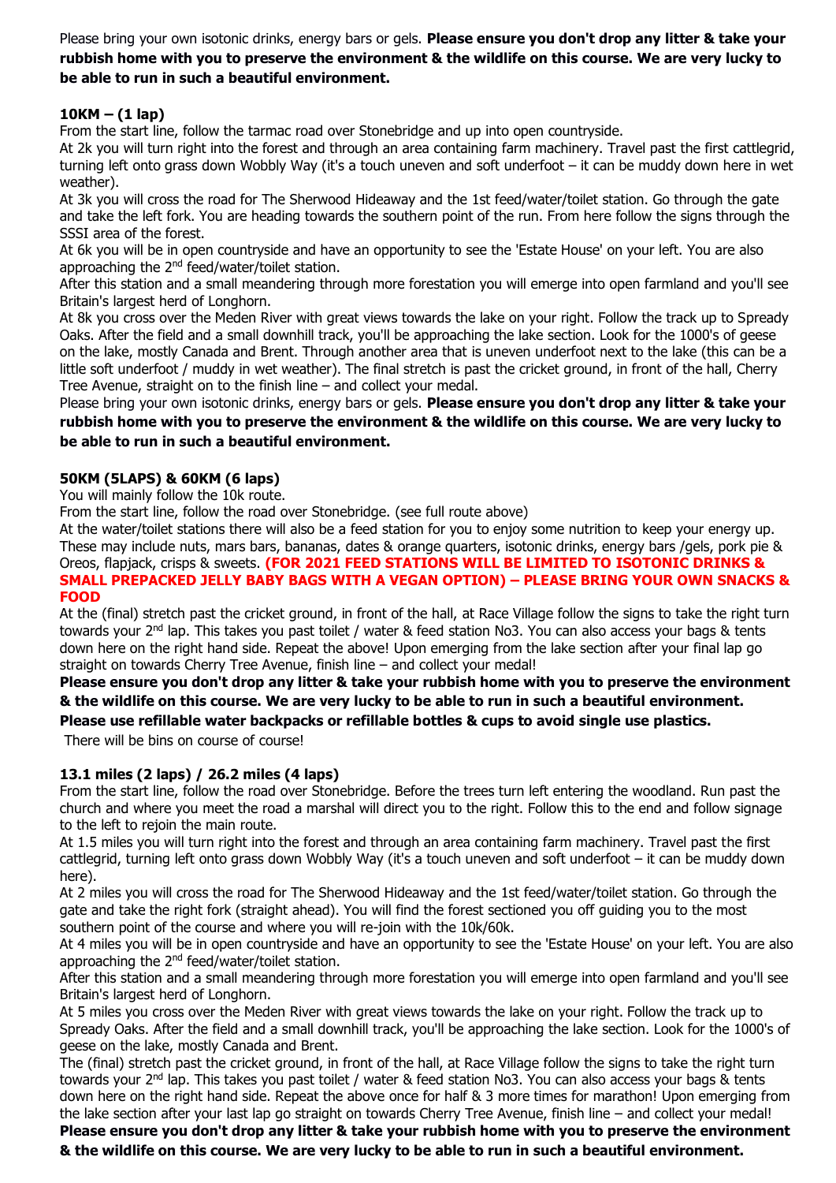Please bring your own isotonic drinks, energy bars or gels. **Please ensure you don't drop any litter & take your rubbish home with you to preserve the environment & the wildlife on this course. We are very lucky to be able to run in such a beautiful environment.**

### 10KM – (1 lap)

From the start line, follow the tarmac road over Stonebridge and up into open countryside.
At 2k you will turn right into the forest and through an area containing farm machinery. Travel past the first cattlegrid, turning left onto grass down Wobbly Way (it's a touch uneven and soft underfoot – it can be muddy down here in wet weather).
At 3k you will cross the road for The Sherwood Hideaway and the 1st feed/water/toilet station. Go through the gate and take the left fork. You are heading towards the southern point of the run. From here follow the signs through the SSSI area of the forest.
At 6k you will be in open countryside and have an opportunity to see the 'Estate House' on your left. You are also approaching the 2nd feed/water/toilet station.
After this station and a small meandering through more forestation you will emerge into open farmland and you'll see Britain's largest herd of Longhorn.
At 8k you cross over the Meden River with great views towards the lake on your right. Follow the track up to Spready Oaks. After the field and a small downhill track, you'll be approaching the lake section. Look for the 1000's of geese on the lake, mostly Canada and Brent. Through another area that is uneven underfoot next to the lake (this can be a little soft underfoot / muddy in wet weather). The final stretch is past the cricket ground, in front of the hall, Cherry Tree Avenue, straight on to the finish line – and collect your medal.
Please bring your own isotonic drinks, energy bars or gels. **Please ensure you don't drop any litter & take your rubbish home with you to preserve the environment & the wildlife on this course. We are very lucky to be able to run in such a beautiful environment.**

### 50KM (5LAPS) & 60KM (6 laps)

You will mainly follow the 10k route.
From the start line, follow the road over Stonebridge. (see full route above)
At the water/toilet stations there will also be a feed station for you to enjoy some nutrition to keep your energy up. These may include nuts, mars bars, bananas, dates & orange quarters, isotonic drinks, energy bars /gels, pork pie & Oreos, flapjack, crisps & sweets. **(FOR 2021 FEED STATIONS WILL BE LIMITED TO ISOTONIC DRINKS & SMALL PREPACKED JELLY BABY BAGS WITH A VEGAN OPTION) – PLEASE BRING YOUR OWN SNACKS & FOOD**
At the (final) stretch past the cricket ground, in front of the hall, at Race Village follow the signs to take the right turn towards your 2nd lap. This takes you past toilet / water & feed station No3. You can also access your bags & tents down here on the right hand side. Repeat the above! Upon emerging from the lake section after your final lap go straight on towards Cherry Tree Avenue, finish line – and collect your medal!
**Please ensure you don't drop any litter & take your rubbish home with you to preserve the environment & the wildlife on this course. We are very lucky to be able to run in such a beautiful environment.**
**Please use refillable water backpacks or refillable bottles & cups to avoid single use plastics.**
There will be bins on course of course!

### 13.1 miles (2 laps) / 26.2 miles (4 laps)

From the start line, follow the road over Stonebridge. Before the trees turn left entering the woodland. Run past the church and where you meet the road a marshal will direct you to the right. Follow this to the end and follow signage to the left to rejoin the main route.
At 1.5 miles you will turn right into the forest and through an area containing farm machinery. Travel past the first cattlegrid, turning left onto grass down Wobbly Way (it's a touch uneven and soft underfoot – it can be muddy down here).
At 2 miles you will cross the road for The Sherwood Hideaway and the 1st feed/water/toilet station. Go through the gate and take the right fork (straight ahead). You will find the forest sectioned you off guiding you to the most southern point of the course and where you will re-join with the 10k/60k.
At 4 miles you will be in open countryside and have an opportunity to see the 'Estate House' on your left. You are also approaching the 2nd feed/water/toilet station.
After this station and a small meandering through more forestation you will emerge into open farmland and you'll see Britain's largest herd of Longhorn.
At 5 miles you cross over the Meden River with great views towards the lake on your right. Follow the track up to Spready Oaks. After the field and a small downhill track, you'll be approaching the lake section. Look for the 1000's of geese on the lake, mostly Canada and Brent.
The (final) stretch past the cricket ground, in front of the hall, at Race Village follow the signs to take the right turn towards your 2nd lap. This takes you past toilet / water & feed station No3. You can also access your bags & tents down here on the right hand side. Repeat the above once for half & 3 more times for marathon! Upon emerging from the lake section after your last lap go straight on towards Cherry Tree Avenue, finish line – and collect your medal!
**Please ensure you don't drop any litter & take your rubbish home with you to preserve the environment & the wildlife on this course. We are very lucky to be able to run in such a beautiful environment.**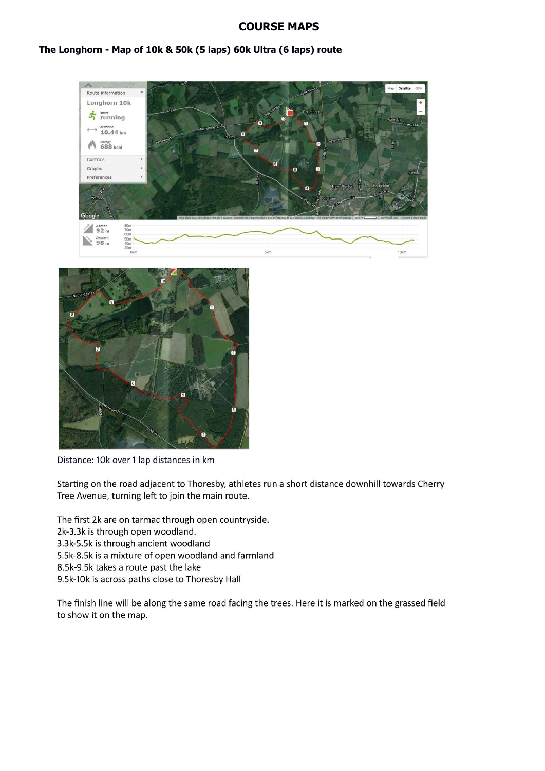# COURSE MAPS

## The Longhorn - Map of 10k & 50k (5 laps) 60k Ultra (6 laps) route

Distance: 10k over 1 lap distances in km

Starting on the road adjacent to Thoresby, athletes run a short distance downhill towards Cherry Tree Avenue, turning left to join the main route.

The first 2k are on tarmac through open countryside.
2k-3.3k is through open woodland.
3.3k-5.5k is through ancient woodland
5.5k-8.5k is a mixture of open woodland and farmland
8.5k-9.5k takes a route past the lake
9.5k-10k is across paths close to Thoresby Hall

The finish line will be along the same road facing the trees. Here it is marked on the grassed field to show it on the map.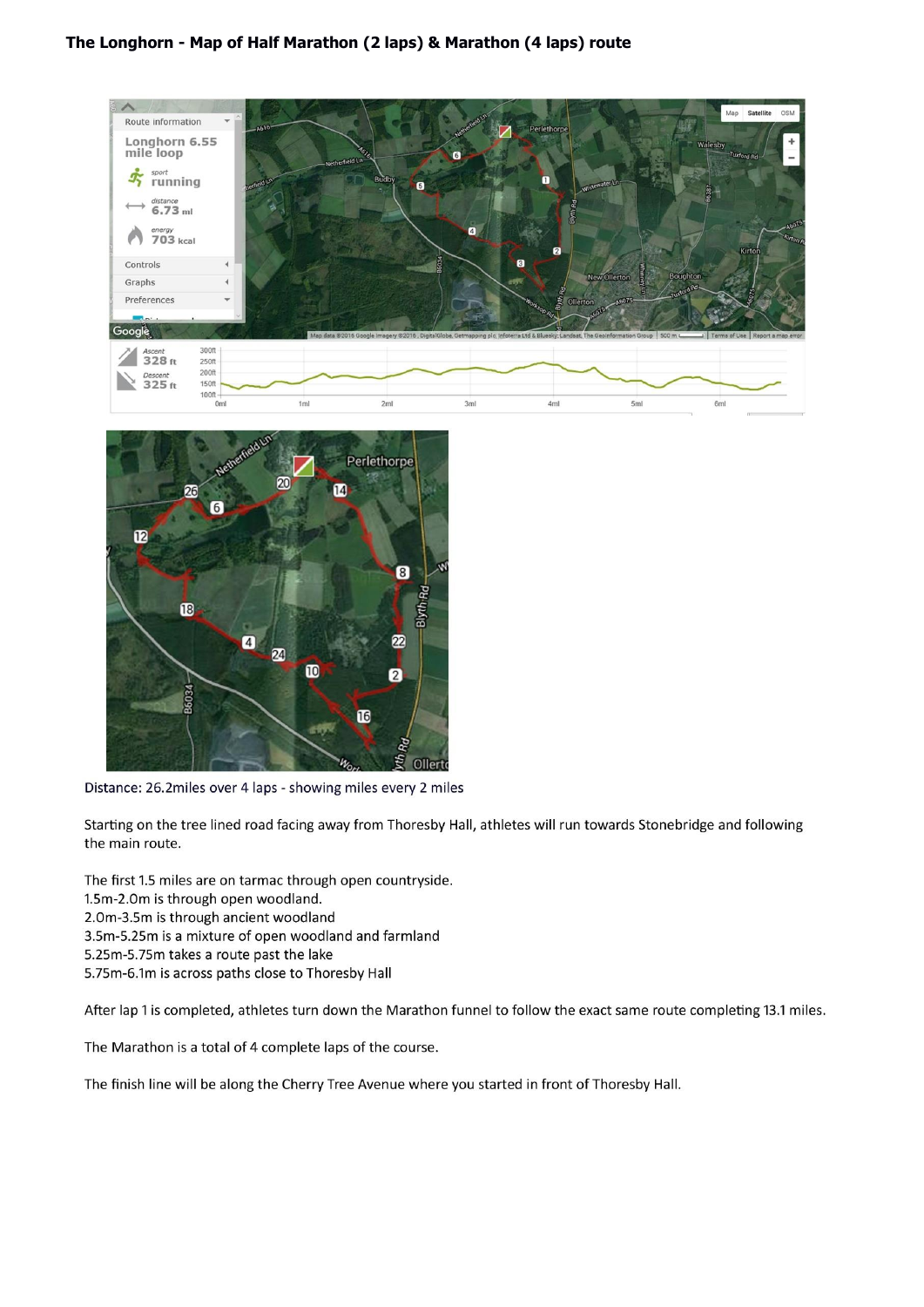# The Longhorn - Map of Half Marathon (2 laps) & Marathon (4 laps) route

Route information

Longhorn 6.55 mile loop

sport
running

distance
6.73 mi

energy
703 kcal

Controls

Graphs

Preferences

Ascent
328 ft

Descent
325 ft

300ft
250ft
200ft
150ft
100ft

0mi
1mi
2mi
3mi
4mi
5mi
6mi

Distance: 26.2miles over 4 laps - showing miles every 2 miles

Starting on the tree lined road facing away from Thoresby Hall, athletes will run towards Stonebridge and following the main route.

The first 1.5 miles are on tarmac through open countryside.
1.5m-2.0m is through open woodland.
2.0m-3.5m is through ancient woodland
3.5m-5.25m is a mixture of open woodland and farmland
5.25m-5.75m takes a route past the lake
5.75m-6.1m is across paths close to Thoresby Hall

After lap 1 is completed, athletes turn down the Marathon funnel to follow the exact same route completing 13.1 miles.

The Marathon is a total of 4 complete laps of the course.

The finish line will be along the Cherry Tree Avenue where you started in front of Thoresby Hall.